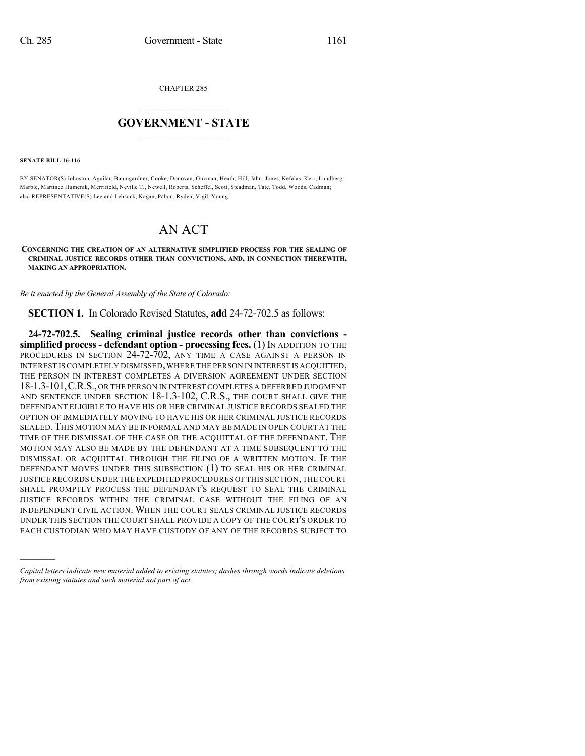CHAPTER 285

# GOVERNMENT - STATE

**SENATE BILL 16-116**

BY SENATOR(S) Johnston, Aguilar, Baumgardner, Cooke, Donovan, Guzman, Heath, Hill, Jahn, Jones, Kefalas, Kerr, Lundberg, Marble, Martinez Humenik, Merrifield, Neville T., Newell, Roberts, Scheffel, Scott, Steadman, Tate, Todd, Woods, Cadman; also REPRESENTATIVE(S) Lee and Lebsock, Kagan, Pabon, Ryden, Vigil, Young.

# AN ACT

**CONCERNING THE CREATION OF AN ALTERNATIVE SIMPLIFIED PROCESS FOR THE SEALING OF CRIMINAL JUSTICE RECORDS OTHER THAN CONVICTIONS, AND, IN CONNECTION THEREWITH, MAKING AN APPROPRIATION.**

*Be it enacted by the General Assembly of the State of Colorado:*

**SECTION 1.** In Colorado Revised Statutes, **add** 24-72-702.5 as follows:

**24-72-702.5. Sealing criminal justice records other than convictions - simplified process - defendant option - processing fees.** (1) IN ADDITION TO THE PROCEDURES IN SECTION 24-72-702, ANY TIME A CASE AGAINST A PERSON IN INTEREST IS COMPLETELY DISMISSED, WHERE THE PERSON IN INTEREST IS ACQUITTED, THE PERSON IN INTEREST COMPLETES A DIVERSION AGREEMENT UNDER SECTION 18-1.3-101, C.R.S., OR THE PERSON IN INTEREST COMPLETES A DEFERRED JUDGMENT AND SENTENCE UNDER SECTION 18-1.3-102, C.R.S., THE COURT SHALL GIVE THE DEFENDANT ELIGIBLE TO HAVE HIS OR HER CRIMINAL JUSTICE RECORDS SEALED THE OPTION OF IMMEDIATELY MOVING TO HAVE HIS OR HER CRIMINAL JUSTICE RECORDS SEALED. THIS MOTION MAY BE INFORMAL AND MAY BE MADE IN OPEN COURT AT THE TIME OF THE DISMISSAL OF THE CASE OR THE ACQUITTAL OF THE DEFENDANT. THE MOTION MAY ALSO BE MADE BY THE DEFENDANT AT A TIME SUBSEQUENT TO THE DISMISSAL OR ACQUITTAL THROUGH THE FILING OF A WRITTEN MOTION. IF THE DEFENDANT MOVES UNDER THIS SUBSECTION (1) TO SEAL HIS OR HER CRIMINAL JUSTICE RECORDS UNDER THE EXPEDITED PROCEDURES OF THIS SECTION, THE COURT SHALL PROMPTLY PROCESS THE DEFENDANT'S REQUEST TO SEAL THE CRIMINAL JUSTICE RECORDS WITHIN THE CRIMINAL CASE WITHOUT THE FILING OF AN INDEPENDENT CIVIL ACTION. WHEN THE COURT SEALS CRIMINAL JUSTICE RECORDS UNDER THIS SECTION THE COURT SHALL PROVIDE A COPY OF THE COURT'S ORDER TO EACH CUSTODIAN WHO MAY HAVE CUSTODY OF ANY OF THE RECORDS SUBJECT TO

---

*Capital letters indicate new material added to existing statutes; dashes through words indicate deletions from existing statutes and such material not part of act.*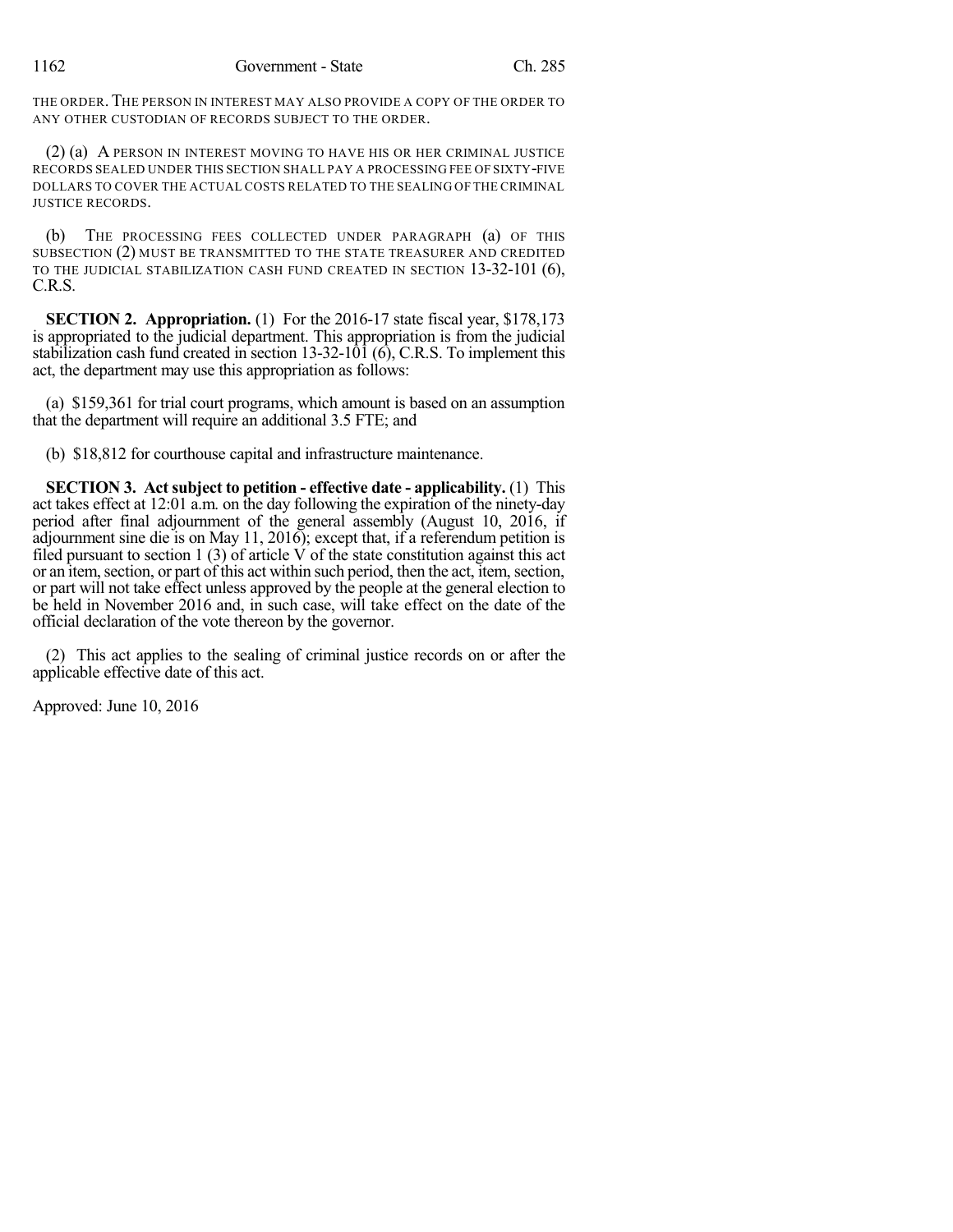THE ORDER. THE PERSON IN INTEREST MAY ALSO PROVIDE A COPY OF THE ORDER TO ANY OTHER CUSTODIAN OF RECORDS SUBJECT TO THE ORDER.

(2) (a) A PERSON IN INTEREST MOVING TO HAVE HIS OR HER CRIMINAL JUSTICE RECORDS SEALED UNDER THIS SECTION SHALL PAY A PROCESSING FEE OF SIXTY-FIVE DOLLARS TO COVER THE ACTUAL COSTS RELATED TO THE SEALING OF THE CRIMINAL JUSTICE RECORDS.

(b) THE PROCESSING FEES COLLECTED UNDER PARAGRAPH (a) OF THIS SUBSECTION (2) MUST BE TRANSMITTED TO THE STATE TREASURER AND CREDITED TO THE JUDICIAL STABILIZATION CASH FUND CREATED IN SECTION 13-32-101 (6), C.R.S.

**SECTION 2. Appropriation.** (1) For the 2016-17 state fiscal year, $178,173 is appropriated to the judicial department. This appropriation is from the judicial stabilization cash fund created in section 13-32-101 (6), C.R.S. To implement this act, the department may use this appropriation as follows:

(a) $159,361 for trial court programs, which amount is based on an assumption that the department will require an additional 3.5 FTE; and

(b) $18,812 for courthouse capital and infrastructure maintenance.

**SECTION 3. Act subject to petition - effective date - applicability.** (1) This act takes effect at 12:01 a.m. on the day following the expiration of the ninety-day period after final adjournment of the general assembly (August 10, 2016, if adjournment sine die is on May 11, 2016); except that, if a referendum petition is filed pursuant to section 1 (3) of article V of the state constitution against this act or an item, section, or part of this act within such period, then the act, item, section, or part will not take effect unless approved by the people at the general election to be held in November 2016 and, in such case, will take effect on the date of the official declaration of the vote thereon by the governor.

(2) This act applies to the sealing of criminal justice records on or after the applicable effective date of this act.

Approved: June 10, 2016